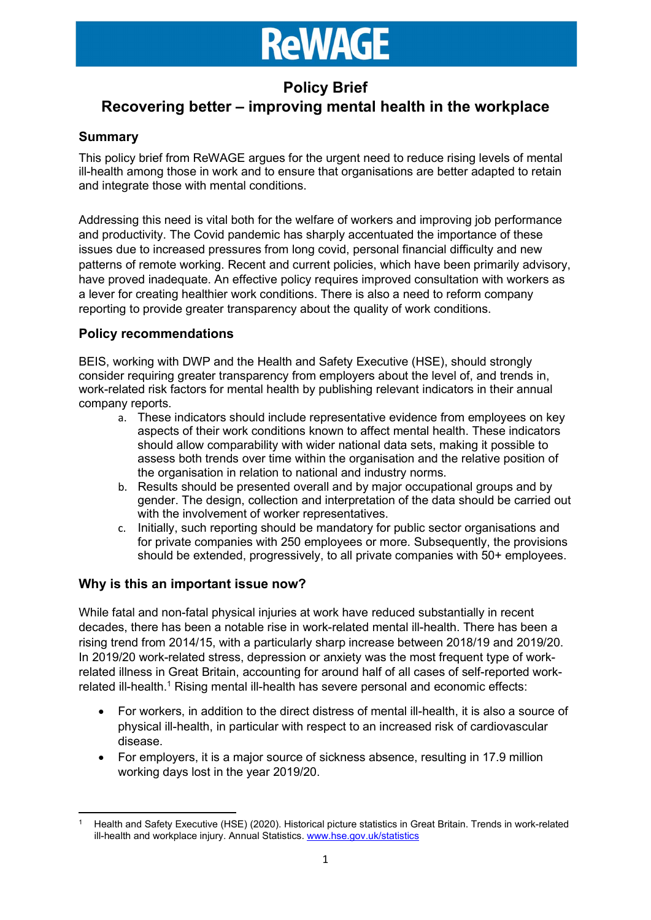# ReWAGE

## Policy Brief

## Recovering better – improving mental health in the workplace

### Summary

This policy brief from ReWAGE argues for the urgent need to reduce rising levels of mental ill-health among those in work and to ensure that organisations are better adapted to retain and integrate those with mental conditions.

Addressing this need is vital both for the welfare of workers and improving job performance and productivity. The Covid pandemic has sharply accentuated the importance of these issues due to increased pressures from long covid, personal financial difficulty and new patterns of remote working. Recent and current policies, which have been primarily advisory, have proved inadequate. An effective policy requires improved consultation with workers as a lever for creating healthier work conditions. There is also a need to reform company reporting to provide greater transparency about the quality of work conditions.

### Policy recommendations

BEIS, working with DWP and the Health and Safety Executive (HSE), should strongly consider requiring greater transparency from employers about the level of, and trends in, work-related risk factors for mental health by publishing relevant indicators in their annual company reports.

a. These indicators should include representative evidence from employees on key aspects of their work conditions known to affect mental health. These indicators should allow comparability with wider national data sets, making it possible to assess both trends over time within the organisation and the relative position of the organisation in relation to national and industry norms.
b. Results should be presented overall and by major occupational groups and by gender. The design, collection and interpretation of the data should be carried out with the involvement of worker representatives.
c. Initially, such reporting should be mandatory for public sector organisations and for private companies with 250 employees or more. Subsequently, the provisions should be extended, progressively, to all private companies with 50+ employees.

### Why is this an important issue now?

While fatal and non-fatal physical injuries at work have reduced substantially in recent decades, there has been a notable rise in work-related mental ill-health. There has been a rising trend from 2014/15, with a particularly sharp increase between 2018/19 and 2019/20. In 2019/20 work-related stress, depression or anxiety was the most frequent type of work-related illness in Great Britain, accounting for around half of all cases of self-reported work-related ill-health.[1] Rising mental ill-health has severe personal and economic effects:

- For workers, in addition to the direct distress of mental ill-health, it is also a source of physical ill-health, in particular with respect to an increased risk of cardiovascular disease.
- For employers, it is a major source of sickness absence, resulting in 17.9 million working days lost in the year 2019/20.

[1] Health and Safety Executive (HSE) (2020). Historical picture statistics in Great Britain. Trends in work-related ill-health and workplace injury. Annual Statistics. www.hse.gov.uk/statistics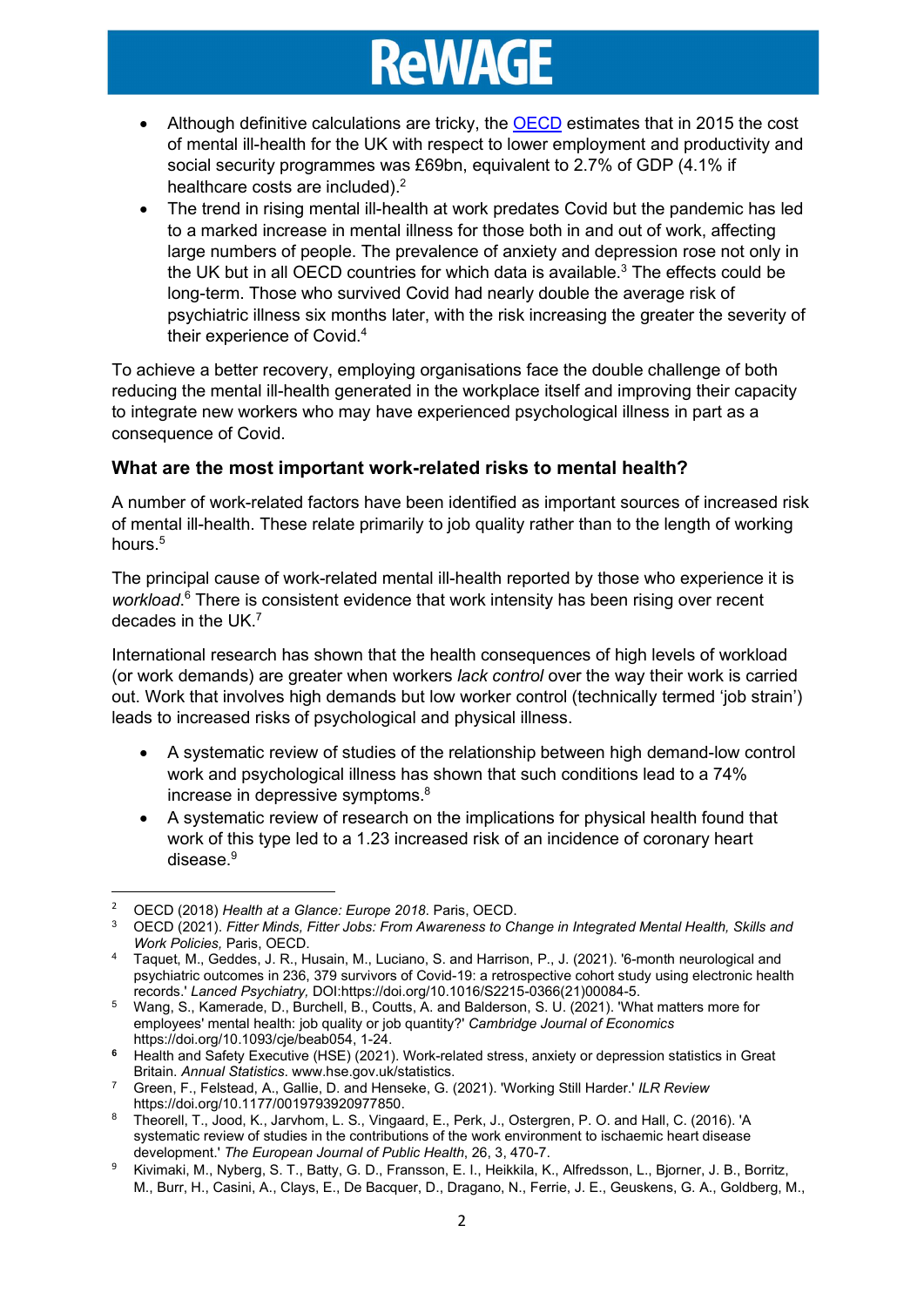- Although definitive calculations are tricky, the [OECD](OECD) estimates that in 2015 the cost of mental ill-health for the UK with respect to lower employment and productivity and social security programmes was £69bn, equivalent to 2.7% of GDP (4.1% if healthcare costs are included).[2]
- The trend in rising mental ill-health at work predates Covid but the pandemic has led to a marked increase in mental illness for those both in and out of work, affecting large numbers of people. The prevalence of anxiety and depression rose not only in the UK but in all OECD countries for which data is available.[3] The effects could be long-term. Those who survived Covid had nearly double the average risk of psychiatric illness six months later, with the risk increasing the greater the severity of their experience of Covid.[4]

To achieve a better recovery, employing organisations face the double challenge of both reducing the mental ill-health generated in the workplace itself and improving their capacity to integrate new workers who may have experienced psychological illness in part as a consequence of Covid.

### What are the most important work-related risks to mental health?

A number of work-related factors have been identified as important sources of increased risk of mental ill-health. These relate primarily to job quality rather than to the length of working hours.[5]

The principal cause of work-related mental ill-health reported by those who experience it is *workload*.[6] There is consistent evidence that work intensity has been rising over recent decades in the UK.[7]

International research has shown that the health consequences of high levels of workload (or work demands) are greater when workers *lack control* over the way their work is carried out. Work that involves high demands but low worker control (technically termed 'job strain') leads to increased risks of psychological and physical illness.

- A systematic review of studies of the relationship between high demand-low control work and psychological illness has shown that such conditions lead to a 74% increase in depressive symptoms.[8]
- A systematic review of research on the implications for physical health found that work of this type led to a 1.23 increased risk of an incidence of coronary heart disease.[9]

---

[2] OECD (2018) *Health at a Glance: Europe 2018*. Paris, OECD.

[3] OECD (2021). *Fitter Minds, Fitter Jobs: From Awareness to Change in Integrated Mental Health, Skills and Work Policies,* Paris, OECD.

[4] Taquet, M., Geddes, J. R., Husain, M., Luciano, S. and Harrison, P., J. (2021). '6-month neurological and psychiatric outcomes in 236, 379 survivors of Covid-19: a retrospective cohort study using electronic health records.' *Lanced Psychiatry,* DOI:https://doi.org/10.1016/S2215-0366(21)00084-5.

[5] Wang, S., Kamerade, D., Burchell, B., Coutts, A. and Balderson, S. U. (2021). 'What matters more for employees' mental health: job quality or job quantity?' *Cambridge Journal of Economics* https://doi.org/10.1093/cje/beab054, 1-24.

[6] Health and Safety Executive (HSE) (2021). Work-related stress, anxiety or depression statistics in Great Britain. *Annual Statistics.* www.hse.gov.uk/statistics.

[7] Green, F., Felstead, A., Gallie, D. and Henseke, G. (2021). 'Working Still Harder.' *ILR Review* https://doi.org/10.1177/0019793920977850.

[8] Theorell, T., Jood, K., Jarvhom, L. S., Vingaard, E., Perk, J., Ostergren, P. O. and Hall, C. (2016). 'A systematic review of studies in the contributions of the work environment to ischaemic heart disease development.' *The European Journal of Public Health*, 26, 3, 470-7.

[9] Kivimaki, M., Nyberg, S. T., Batty, G. D., Fransson, E. I., Heikkila, K., Alfredsson, L., Bjorner, J. B., Borritz, M., Burr, H., Casini, A., Clays, E., De Bacquer, D., Dragano, N., Ferrie, J. E., Geuskens, G. A., Goldberg, M.,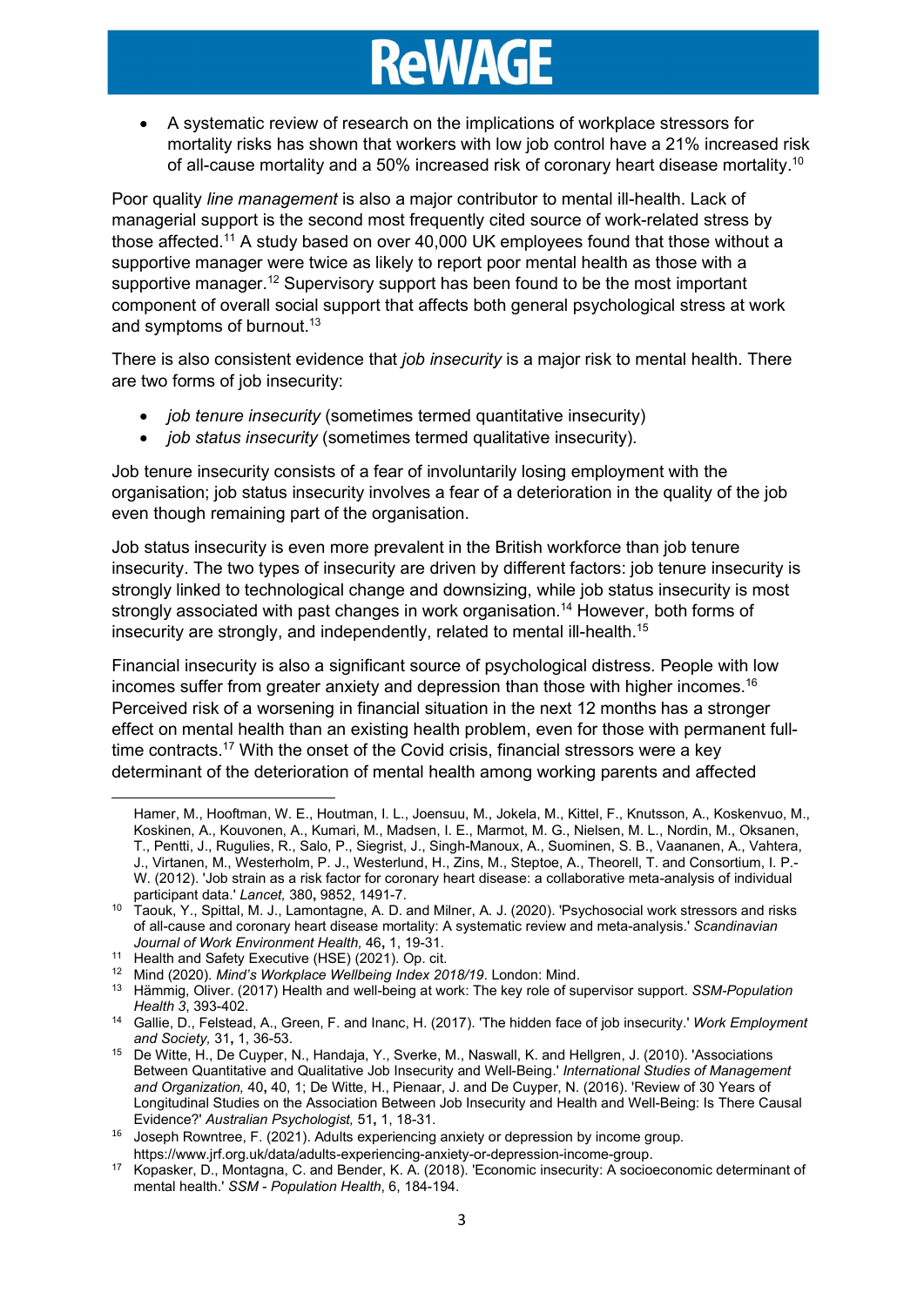- A systematic review of research on the implications of workplace stressors for mortality risks has shown that workers with low job control have a 21% increased risk of all-cause mortality and a 50% increased risk of coronary heart disease mortality.[10]

Poor quality *line management* is also a major contributor to mental ill-health. Lack of managerial support is the second most frequently cited source of work-related stress by those affected.[11] A study based on over 40,000 UK employees found that those without a supportive manager were twice as likely to report poor mental health as those with a supportive manager.[12] Supervisory support has been found to be the most important component of overall social support that affects both general psychological stress at work and symptoms of burnout.[13]

There is also consistent evidence that *job insecurity* is a major risk to mental health. There are two forms of job insecurity:

- *job tenure insecurity* (sometimes termed quantitative insecurity)
- *job status insecurity* (sometimes termed qualitative insecurity).

Job tenure insecurity consists of a fear of involuntarily losing employment with the organisation; job status insecurity involves a fear of a deterioration in the quality of the job even though remaining part of the organisation.

Job status insecurity is even more prevalent in the British workforce than job tenure insecurity. The two types of insecurity are driven by different factors: job tenure insecurity is strongly linked to technological change and downsizing, while job status insecurity is most strongly associated with past changes in work organisation.[14] However, both forms of insecurity are strongly, and independently, related to mental ill-health.[15]

Financial insecurity is also a significant source of psychological distress. People with low incomes suffer from greater anxiety and depression than those with higher incomes.[16] Perceived risk of a worsening in financial situation in the next 12 months has a stronger effect on mental health than an existing health problem, even for those with permanent full-time contracts.[17] With the onset of the Covid crisis, financial stressors were a key determinant of the deterioration of mental health among working parents and affected

---

Hamer, M., Hooftman, W. E., Houtman, I. L., Joensuu, M., Jokela, M., Kittel, F., Knutsson, A., Koskenvuo, M., Koskinen, A., Kouvonen, A., Kumari, M., Madsen, I. E., Marmot, M. G., Nielsen, M. L., Nordin, M., Oksanen, T., Pentti, J., Rugulies, R., Salo, P., Siegrist, J., Singh-Manoux, A., Suominen, S. B., Vaananen, A., Vahtera, J., Virtanen, M., Westerholm, P. J., Westerlund, H., Zins, M., Steptoe, A., Theorell, T. and Consortium, I. P.-W. (2012). 'Job strain as a risk factor for coronary heart disease: a collaborative meta-analysis of individual participant data.' *Lancet,* 380**,** 9852, 1491-7.

[10] Taouk, Y., Spittal, M. J., Lamontagne, A. D. and Milner, A. J. (2020). 'Psychosocial work stressors and risks of all-cause and coronary heart disease mortality: A systematic review and meta-analysis.' *Scandinavian Journal of Work Environment Health,* 46**,** 1, 19-31.

[11] Health and Safety Executive (HSE) (2021). Op. cit.

[12] Mind (2020). *Mind's Workplace Wellbeing Index 2018/19*. London: Mind.

[13] Hämmig, Oliver. (2017) Health and well-being at work: The key role of supervisor support. *SSM-Population Health 3*, 393-402.

[14] Gallie, D., Felstead, A., Green, F. and Inanc, H. (2017). 'The hidden face of job insecurity.' *Work Employment and Society,* 31**,** 1, 36-53.

[15] De Witte, H., De Cuyper, N., Handaja, Y., Sverke, M., Naswall, K. and Hellgren, J. (2010). 'Associations Between Quantitative and Qualitative Job Insecurity and Well-Being.' *International Studies of Management and Organization,* 40**,** 40, 1; De Witte, H., Pienaar, J. and De Cuyper, N. (2016). 'Review of 30 Years of Longitudinal Studies on the Association Between Job Insecurity and Health and Well-Being: Is There Causal Evidence?' *Australian Psychologist,* 51**,** 1, 18-31.

[16] Joseph Rowntree, F. (2021). Adults experiencing anxiety or depression by income group. https://www.jrf.org.uk/data/adults-experiencing-anxiety-or-depression-income-group.

[17] Kopasker, D., Montagna, C. and Bender, K. A. (2018). 'Economic insecurity: A socioeconomic determinant of mental health.' *SSM - Population Health*, 6, 184-194.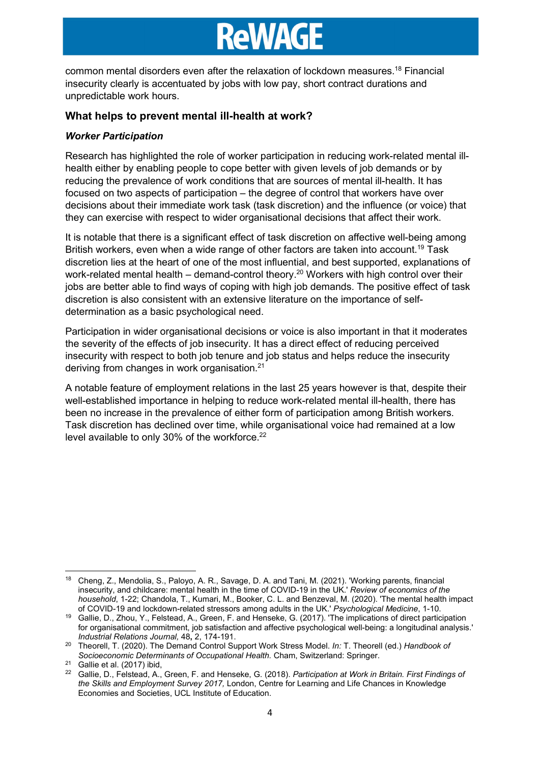common mental disorders even after the relaxation of lockdown measures.[18] Financial insecurity clearly is accentuated by jobs with low pay, short contract durations and unpredictable work hours.

## What helps to prevent mental ill-health at work?

### *Worker Participation*

Research has highlighted the role of worker participation in reducing work-related mental ill-health either by enabling people to cope better with given levels of job demands or by reducing the prevalence of work conditions that are sources of mental ill-health. It has focused on two aspects of participation – the degree of control that workers have over decisions about their immediate work task (task discretion) and the influence (or voice) that they can exercise with respect to wider organisational decisions that affect their work.

It is notable that there is a significant effect of task discretion on affective well-being among British workers, even when a wide range of other factors are taken into account.[19] Task discretion lies at the heart of one of the most influential, and best supported, explanations of work-related mental health – demand-control theory.[20] Workers with high control over their jobs are better able to find ways of coping with high job demands. The positive effect of task discretion is also consistent with an extensive literature on the importance of self-determination as a basic psychological need.

Participation in wider organisational decisions or voice is also important in that it moderates the severity of the effects of job insecurity. It has a direct effect of reducing perceived insecurity with respect to both job tenure and job status and helps reduce the insecurity deriving from changes in work organisation.[21]

A notable feature of employment relations in the last 25 years however is that, despite their well-established importance in helping to reduce work-related mental ill-health, there has been no increase in the prevalence of either form of participation among British workers. Task discretion has declined over time, while organisational voice had remained at a low level available to only 30% of the workforce.[22]

---

[18] Cheng, Z., Mendolia, S., Paloyo, A. R., Savage, D. A. and Tani, M. (2021). 'Working parents, financial insecurity, and childcare: mental health in the time of COVID-19 in the UK.' *Review of economics of the household*, 1-22; Chandola, T., Kumari, M., Booker, C. L. and Benzeval, M. (2020). 'The mental health impact of COVID-19 and lockdown-related stressors among adults in the UK.' *Psychological Medicine*, 1-10.

[19] Gallie, D., Zhou, Y., Felstead, A., Green, F. and Henseke, G. (2017). 'The implications of direct participation for organisational commitment, job satisfaction and affective psychological well-being: a longitudinal analysis.' *Industrial Relations Journal,* 48**,** 2, 174-191.

[20] Theorell, T. (2020). The Demand Control Support Work Stress Model. *In:* T. Theorell (ed.) *Handbook of Socioeconomic Determinants of Occupational Health.* Cham, Switzerland: Springer.

[21] Gallie et al. (2017) ibid,

[22] Gallie, D., Felstead, A., Green, F. and Henseke, G. (2018). *Participation at Work in Britain. First Findings of the Skills and Employment Survey 2017,* London, Centre for Learning and Life Chances in Knowledge Economies and Societies, UCL Institute of Education.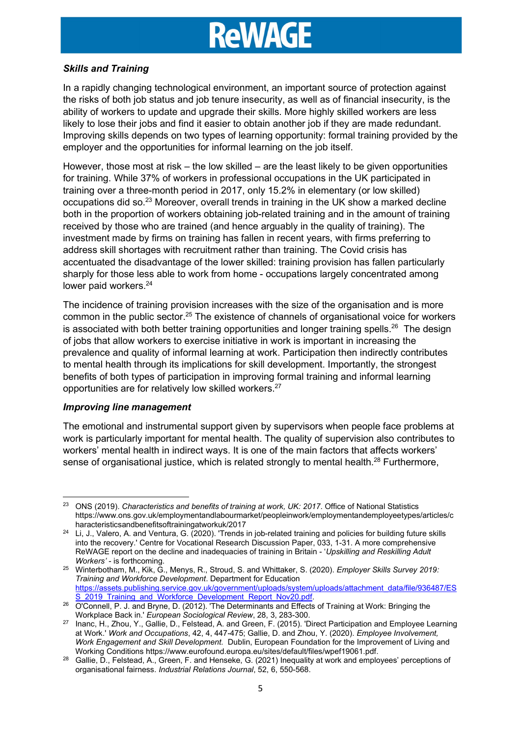### *Skills and Training*

In a rapidly changing technological environment, an important source of protection against the risks of both job status and job tenure insecurity, as well as of financial insecurity, is the ability of workers to update and upgrade their skills. More highly skilled workers are less likely to lose their jobs and find it easier to obtain another job if they are made redundant. Improving skills depends on two types of learning opportunity: formal training provided by the employer and the opportunities for informal learning on the job itself.

However, those most at risk – the low skilled – are the least likely to be given opportunities for training. While 37% of workers in professional occupations in the UK participated in training over a three-month period in 2017, only 15.2% in elementary (or low skilled) occupations did so.[23] Moreover, overall trends in training in the UK show a marked decline both in the proportion of workers obtaining job-related training and in the amount of training received by those who are trained (and hence arguably in the quality of training). The investment made by firms on training has fallen in recent years, with firms preferring to address skill shortages with recruitment rather than training. The Covid crisis has accentuated the disadvantage of the lower skilled: training provision has fallen particularly sharply for those less able to work from home - occupations largely concentrated among lower paid workers.[24]

The incidence of training provision increases with the size of the organisation and is more common in the public sector.[25] The existence of channels of organisational voice for workers is associated with both better training opportunities and longer training spells.[26] The design of jobs that allow workers to exercise initiative in work is important in increasing the prevalence and quality of informal learning at work. Participation then indirectly contributes to mental health through its implications for skill development. Importantly, the strongest benefits of both types of participation in improving formal training and informal learning opportunities are for relatively low skilled workers.[27]

### *Improving line management*

The emotional and instrumental support given by supervisors when people face problems at work is particularly important for mental health. The quality of supervision also contributes to workers' mental health in indirect ways. It is one of the main factors that affects workers' sense of organisational justice, which is related strongly to mental health.[28] Furthermore,

---

[23] ONS (2019). *Characteristics and benefits of training at work, UK: 2017*. Office of National Statistics https://www.ons.gov.uk/employmentandlabourmarket/peopleinwork/employmentandemployeetypes/articles/characteristicsandbenefitsoftrainingatworkuk/2017

[24] Li, J., Valero, A. and Ventura, G. (2020). 'Trends in job-related training and policies for building future skills into the recovery.' Centre for Vocational Research Discussion Paper, 033, 1-31. A more comprehensive ReWAGE report on the decline and inadequacies of training in Britain - '*Upskilling and Reskilling Adult Workers'* - is forthcoming.

[25] Winterbotham, M., Kik, G., Menys, R., Stroud, S. and Whittaker, S. (2020). *Employer Skills Survey 2019: Training and Workforce Development*. Department for Education https://assets.publishing.service.gov.uk/government/uploads/system/uploads/attachment_data/file/936487/ESS_2019_Training_and_Workforce_Development_Report_Nov20.pdf.

[26] O'Connell, P. J. and Bryne, D. (2012). 'The Determinants and Effects of Training at Work: Bringing the Workplace Back in.' *European Sociological Review*, 28, 3, 283-300.

[27] Inanc, H., Zhou, Y., Gallie, D., Felstead, A. and Green, F. (2015). 'Direct Participation and Employee Learning at Work.' *Work and Occupations*, 42, 4, 447-475; Gallie, D. and Zhou, Y. (2020). *Employee Involvement, Work Engagement and Skill Development.* Dublin, European Foundation for the Improvement of Living and Working Conditions https://www.eurofound.europa.eu/sites/default/files/wpef19061.pdf.

[28] Gallie, D., Felstead, A., Green, F. and Henseke, G. (2021) Inequality at work and employees' perceptions of organisational fairness. *Industrial Relations Journal*, 52, 6, 550-568.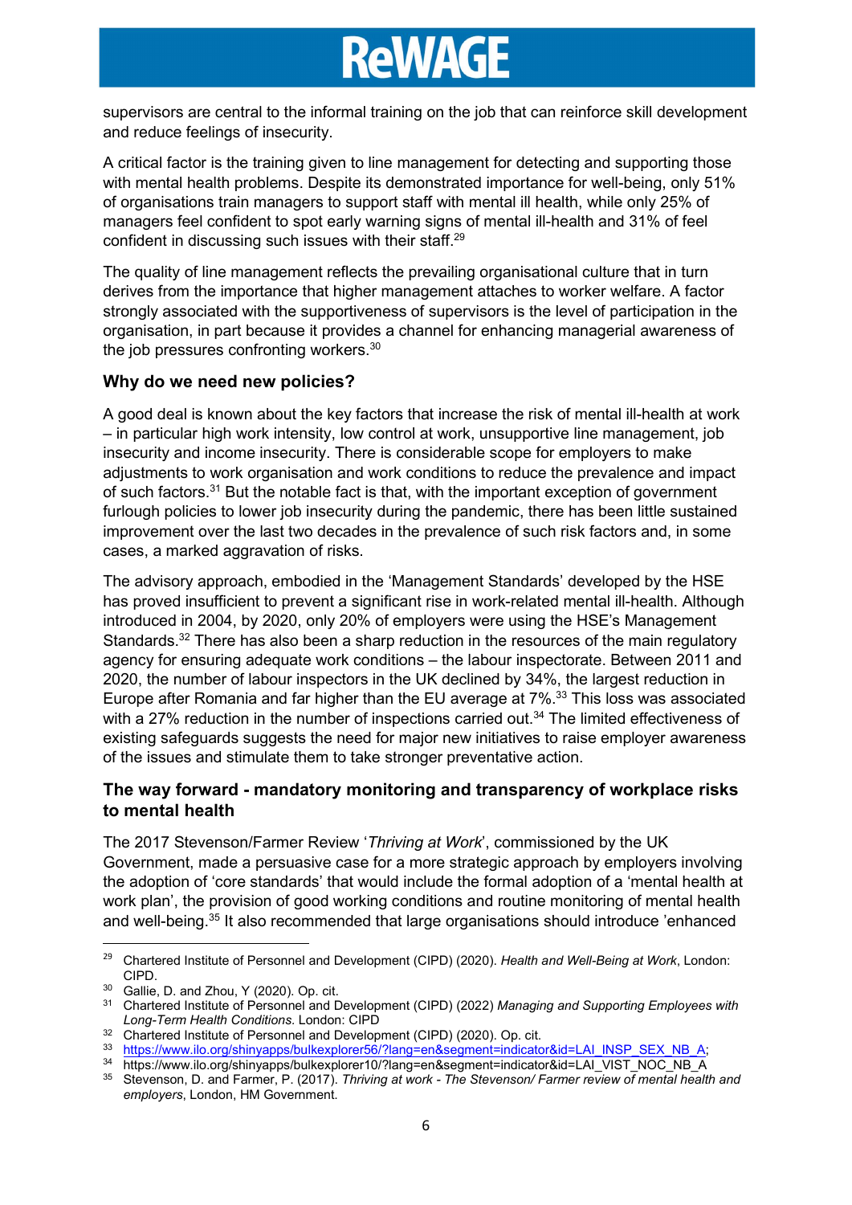supervisors are central to the informal training on the job that can reinforce skill development and reduce feelings of insecurity.

A critical factor is the training given to line management for detecting and supporting those with mental health problems. Despite its demonstrated importance for well-being, only 51% of organisations train managers to support staff with mental ill health, while only 25% of managers feel confident to spot early warning signs of mental ill-health and 31% of feel confident in discussing such issues with their staff.[29]

The quality of line management reflects the prevailing organisational culture that in turn derives from the importance that higher management attaches to worker welfare. A factor strongly associated with the supportiveness of supervisors is the level of participation in the organisation, in part because it provides a channel for enhancing managerial awareness of the job pressures confronting workers.[30]

### Why do we need new policies?

A good deal is known about the key factors that increase the risk of mental ill-health at work – in particular high work intensity, low control at work, unsupportive line management, job insecurity and income insecurity. There is considerable scope for employers to make adjustments to work organisation and work conditions to reduce the prevalence and impact of such factors.[31] But the notable fact is that, with the important exception of government furlough policies to lower job insecurity during the pandemic, there has been little sustained improvement over the last two decades in the prevalence of such risk factors and, in some cases, a marked aggravation of risks.

The advisory approach, embodied in the 'Management Standards' developed by the HSE has proved insufficient to prevent a significant rise in work-related mental ill-health. Although introduced in 2004, by 2020, only 20% of employers were using the HSE's Management Standards.[32] There has also been a sharp reduction in the resources of the main regulatory agency for ensuring adequate work conditions – the labour inspectorate. Between 2011 and 2020, the number of labour inspectors in the UK declined by 34%, the largest reduction in Europe after Romania and far higher than the EU average at 7%.[33] This loss was associated with a 27% reduction in the number of inspections carried out.[34] The limited effectiveness of existing safeguards suggests the need for major new initiatives to raise employer awareness of the issues and stimulate them to take stronger preventative action.

### The way forward - mandatory monitoring and transparency of workplace risks to mental health

The 2017 Stevenson/Farmer Review '*Thriving at Work*', commissioned by the UK Government, made a persuasive case for a more strategic approach by employers involving the adoption of 'core standards' that would include the formal adoption of a 'mental health at work plan', the provision of good working conditions and routine monitoring of mental health and well-being.[35] It also recommended that large organisations should introduce 'enhanced

---

[29] Chartered Institute of Personnel and Development (CIPD) (2020). *Health and Well-Being at Work*, London: CIPD.

[30] Gallie, D. and Zhou, Y (2020). Op. cit.

[31] Chartered Institute of Personnel and Development (CIPD) (2022) *Managing and Supporting Employees with Long-Term Health Conditions.* London: CIPD

[32] Chartered Institute of Personnel and Development (CIPD) (2020). Op. cit.

[33] https://www.ilo.org/shinyapps/bulkexplorer56/?lang=en&segment=indicator&id=LAI_INSP_SEX_NB_A;

[34] https://www.ilo.org/shinyapps/bulkexplorer10/?lang=en&segment=indicator&id=LAI_VIST_NOC_NB_A

[35] Stevenson, D. and Farmer, P. (2017). *Thriving at work - The Stevenson/ Farmer review of mental health and employers*, London, HM Government.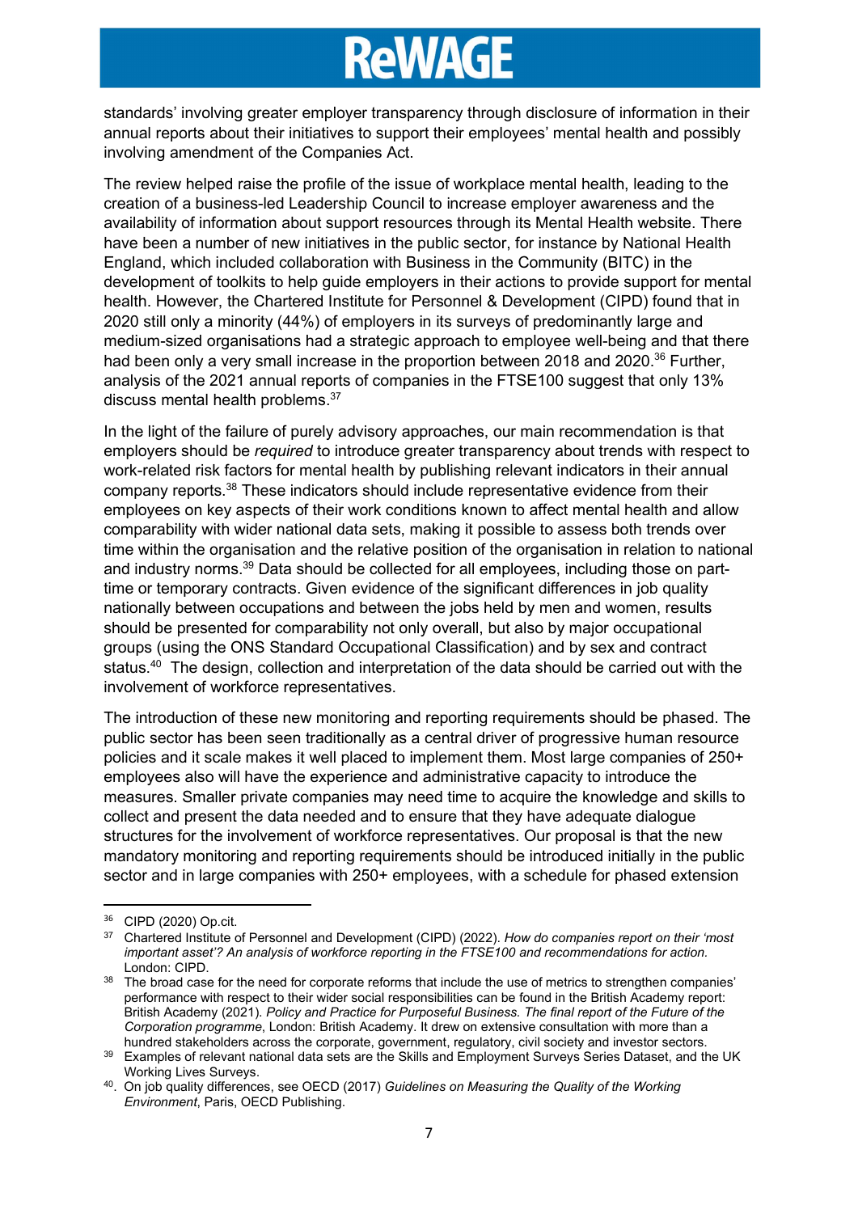standards' involving greater employer transparency through disclosure of information in their annual reports about their initiatives to support their employees' mental health and possibly involving amendment of the Companies Act.

The review helped raise the profile of the issue of workplace mental health, leading to the creation of a business-led Leadership Council to increase employer awareness and the availability of information about support resources through its Mental Health website. There have been a number of new initiatives in the public sector, for instance by National Health England, which included collaboration with Business in the Community (BITC) in the development of toolkits to help guide employers in their actions to provide support for mental health. However, the Chartered Institute for Personnel & Development (CIPD) found that in 2020 still only a minority (44%) of employers in its surveys of predominantly large and medium-sized organisations had a strategic approach to employee well-being and that there had been only a very small increase in the proportion between 2018 and 2020.[36] Further, analysis of the 2021 annual reports of companies in the FTSE100 suggest that only 13% discuss mental health problems.[37]

In the light of the failure of purely advisory approaches, our main recommendation is that employers should be *required* to introduce greater transparency about trends with respect to work-related risk factors for mental health by publishing relevant indicators in their annual company reports.[38] These indicators should include representative evidence from their employees on key aspects of their work conditions known to affect mental health and allow comparability with wider national data sets, making it possible to assess both trends over time within the organisation and the relative position of the organisation in relation to national and industry norms.[39] Data should be collected for all employees, including those on part-time or temporary contracts. Given evidence of the significant differences in job quality nationally between occupations and between the jobs held by men and women, results should be presented for comparability not only overall, but also by major occupational groups (using the ONS Standard Occupational Classification) and by sex and contract status.[40] The design, collection and interpretation of the data should be carried out with the involvement of workforce representatives.

The introduction of these new monitoring and reporting requirements should be phased. The public sector has been seen traditionally as a central driver of progressive human resource policies and it scale makes it well placed to implement them. Most large companies of 250+ employees also will have the experience and administrative capacity to introduce the measures. Smaller private companies may need time to acquire the knowledge and skills to collect and present the data needed and to ensure that they have adequate dialogue structures for the involvement of workforce representatives. Our proposal is that the new mandatory monitoring and reporting requirements should be introduced initially in the public sector and in large companies with 250+ employees, with a schedule for phased extension

---

[36] CIPD (2020) Op.cit.

[37] Chartered Institute of Personnel and Development (CIPD) (2022). *How do companies report on their 'most important asset'? An analysis of workforce reporting in the FTSE100 and recommendations for action.* London: CIPD.

[38] The broad case for the need for corporate reforms that include the use of metrics to strengthen companies' performance with respect to their wider social responsibilities can be found in the British Academy report: British Academy (2021). *Policy and Practice for Purposeful Business. The final report of the Future of the Corporation programme*, London: British Academy. It drew on extensive consultation with more than a hundred stakeholders across the corporate, government, regulatory, civil society and investor sectors.

[39] Examples of relevant national data sets are the Skills and Employment Surveys Series Dataset, and the UK Working Lives Surveys.

[40]. On job quality differences, see OECD (2017) *Guidelines on Measuring the Quality of the Working Environment*, Paris, OECD Publishing.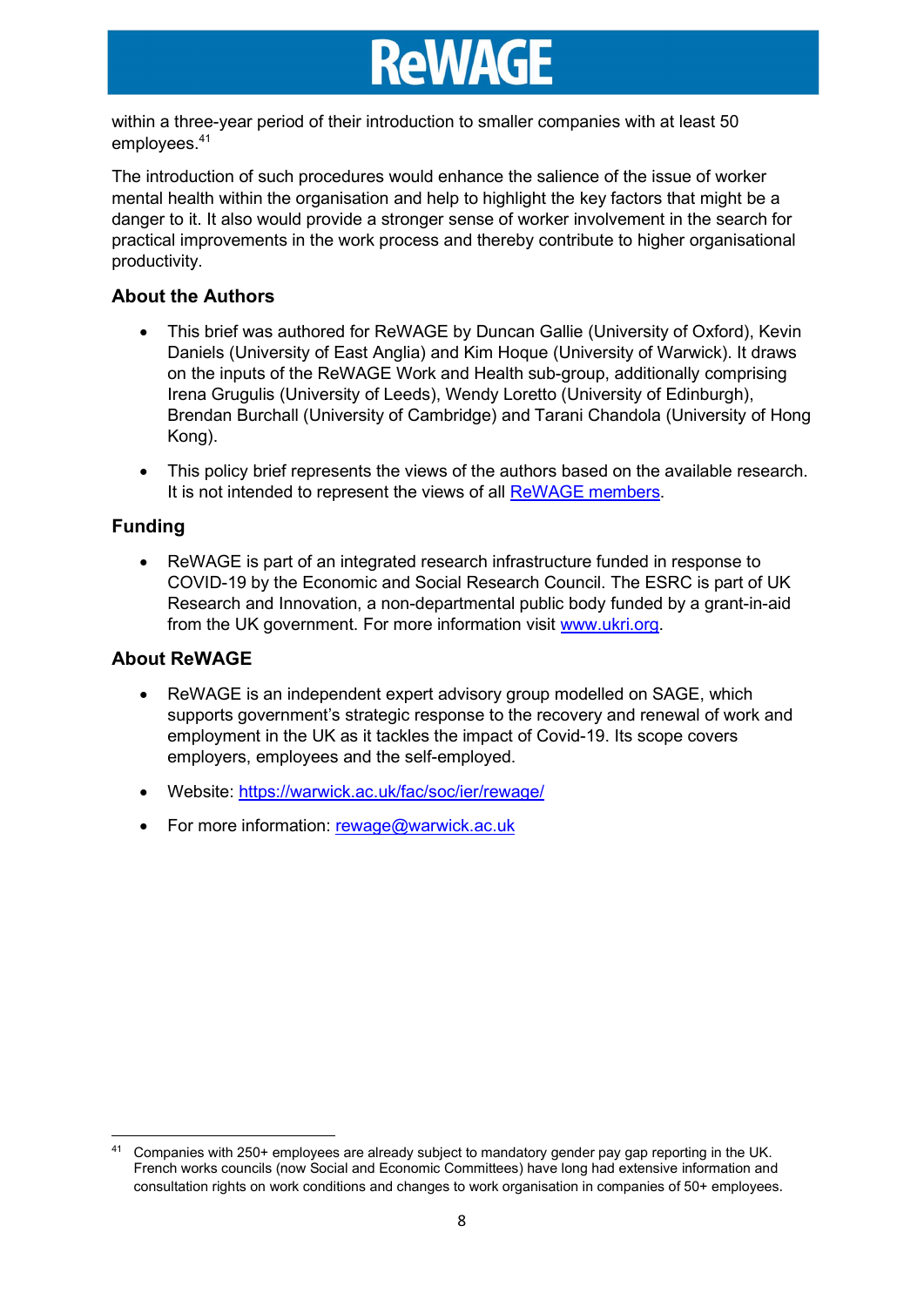within a three-year period of their introduction to smaller companies with at least 50 employees.[41]

The introduction of such procedures would enhance the salience of the issue of worker mental health within the organisation and help to highlight the key factors that might be a danger to it. It also would provide a stronger sense of worker involvement in the search for practical improvements in the work process and thereby contribute to higher organisational productivity.

### About the Authors

- This brief was authored for ReWAGE by Duncan Gallie (University of Oxford), Kevin Daniels (University of East Anglia) and Kim Hoque (University of Warwick). It draws on the inputs of the ReWAGE Work and Health sub-group, additionally comprising Irena Grugulis (University of Leeds), Wendy Loretto (University of Edinburgh), Brendan Burchall (University of Cambridge) and Tarani Chandola (University of Hong Kong).
- This policy brief represents the views of the authors based on the available research. It is not intended to represent the views of all ReWAGE members.

### Funding

- ReWAGE is part of an integrated research infrastructure funded in response to COVID-19 by the Economic and Social Research Council. The ESRC is part of UK Research and Innovation, a non-departmental public body funded by a grant-in-aid from the UK government. For more information visit www.ukri.org.

### About ReWAGE

- ReWAGE is an independent expert advisory group modelled on SAGE, which supports government's strategic response to the recovery and renewal of work and employment in the UK as it tackles the impact of Covid-19. Its scope covers employers, employees and the self-employed.
- Website: https://warwick.ac.uk/fac/soc/ier/rewage/
- For more information: rewage@warwick.ac.uk

---

[41] Companies with 250+ employees are already subject to mandatory gender pay gap reporting in the UK. French works councils (now Social and Economic Committees) have long had extensive information and consultation rights on work conditions and changes to work organisation in companies of 50+ employees.